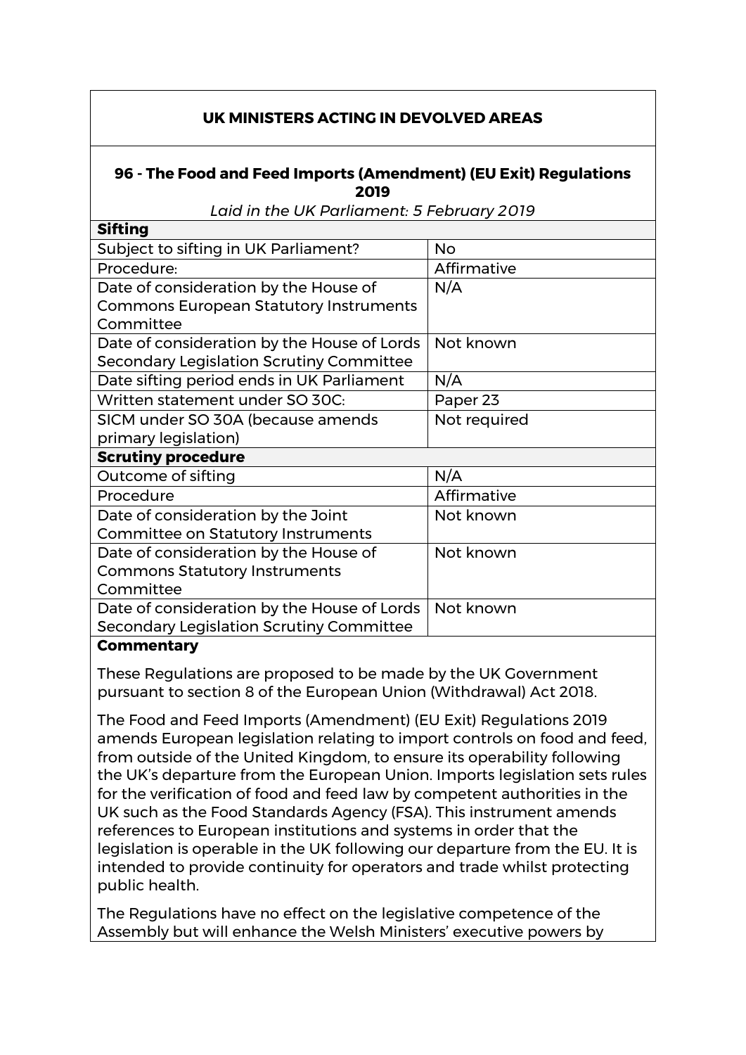## UK MINISTERS ACTING IN DEVOLVED AREAS

### 96 - The Food and Feed Imports (Amendment) (EU Exit) Regulations 2019

*Laid in the UK Parliament: 5 February 2019*

| **Sifting** | |
|---|---|
| Subject to sifting in UK Parliament? | No |
| Procedure: | Affirmative |
| Date of consideration by the House of Commons European Statutory Instruments Committee | N/A |
| Date of consideration by the House of Lords Secondary Legislation Scrutiny Committee | Not known |
| Date sifting period ends in UK Parliament | N/A |
| Written statement under SO 30C: | Paper 23 |
| SICM under SO 30A (because amends primary legislation) | Not required |
| **Scrutiny procedure** | |
| Outcome of sifting | N/A |
| Procedure | Affirmative |
| Date of consideration by the Joint Committee on Statutory Instruments | Not known |
| Date of consideration by the House of Commons Statutory Instruments Committee | Not known |
| Date of consideration by the House of Lords Secondary Legislation Scrutiny Committee | Not known |

**Commentary**

These Regulations are proposed to be made by the UK Government pursuant to section 8 of the European Union (Withdrawal) Act 2018.

The Food and Feed Imports (Amendment) (EU Exit) Regulations 2019 amends European legislation relating to import controls on food and feed, from outside of the United Kingdom, to ensure its operability following the UK's departure from the European Union. Imports legislation sets rules for the verification of food and feed law by competent authorities in the UK such as the Food Standards Agency (FSA). This instrument amends references to European institutions and systems in order that the legislation is operable in the UK following our departure from the EU. It is intended to provide continuity for operators and trade whilst protecting public health.

The Regulations have no effect on the legislative competence of the Assembly but will enhance the Welsh Ministers' executive powers by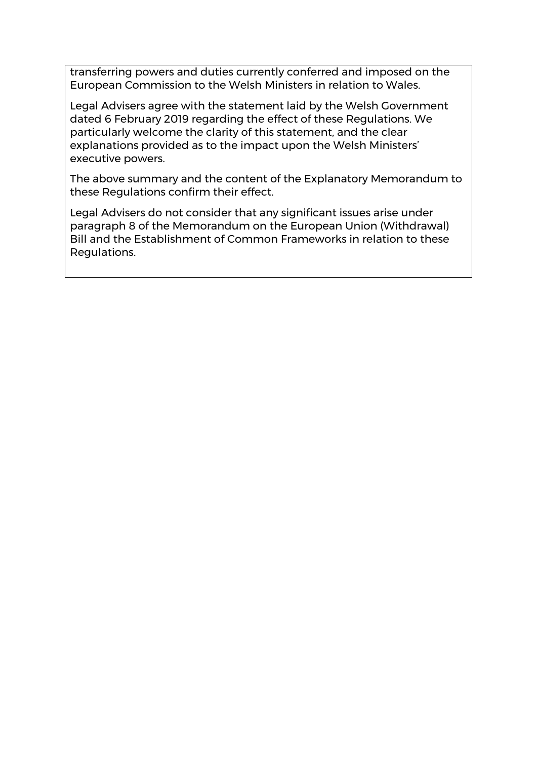transferring powers and duties currently conferred and imposed on the European Commission to the Welsh Ministers in relation to Wales.

Legal Advisers agree with the statement laid by the Welsh Government dated 6 February 2019 regarding the effect of these Regulations. We particularly welcome the clarity of this statement, and the clear explanations provided as to the impact upon the Welsh Ministers' executive powers.

The above summary and the content of the Explanatory Memorandum to these Regulations confirm their effect.

Legal Advisers do not consider that any significant issues arise under paragraph 8 of the Memorandum on the European Union (Withdrawal) Bill and the Establishment of Common Frameworks in relation to these Regulations.